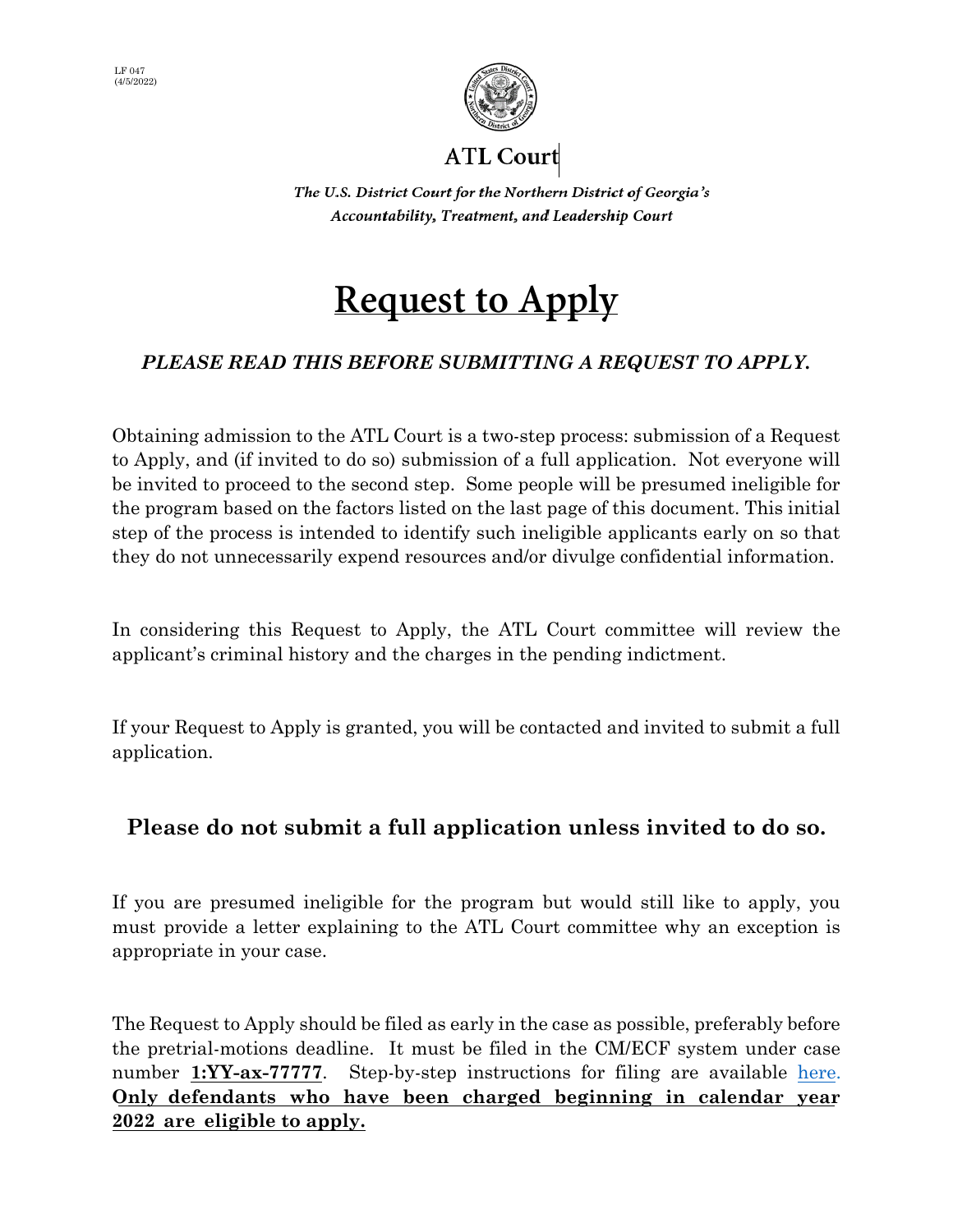LF 047
(4/5/2022)

# ATL Court

*The U.S. District Court for the Northern District of Georgia's Accountability, Treatment, and Leadership Court*

# Request to Apply

***PLEASE READ THIS BEFORE SUBMITTING A REQUEST TO APPLY.***

Obtaining admission to the ATL Court is a two-step process: submission of a Request to Apply, and (if invited to do so) submission of a full application. Not everyone will be invited to proceed to the second step. Some people will be presumed ineligible for the program based on the factors listed on the last page of this document. This initial step of the process is intended to identify such ineligible applicants early on so that they do not unnecessarily expend resources and/or divulge confidential information.

In considering this Request to Apply, the ATL Court committee will review the applicant's criminal history and the charges in the pending indictment.

If your Request to Apply is granted, you will be contacted and invited to submit a full application.

**Please do not submit a full application unless invited to do so.**

If you are presumed ineligible for the program but would still like to apply, you must provide a letter explaining to the ATL Court committee why an exception is appropriate in your case.

The Request to Apply should be filed as early in the case as possible, preferably before the pretrial-motions deadline. It must be filed in the CM/ECF system under case number **1:YY-ax-77777**. Step-by-step instructions for filing are available here. **Only defendants who have been charged beginning in calendar year 2022 are eligible to apply.**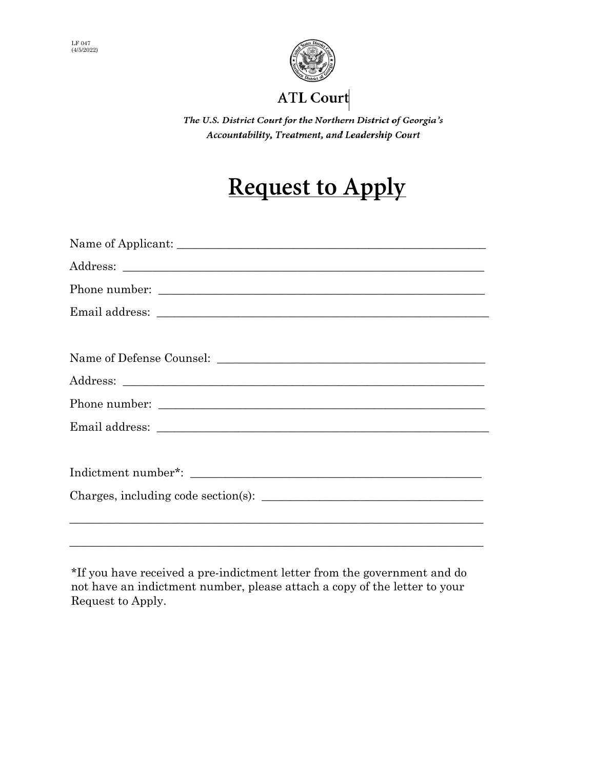LF 047
(4/5/2022)

# ATL Court

*The U.S. District Court for the Northern District of Georgia's*
*Accountability, Treatment, and Leadership Court*

## Request to Apply

Name of Applicant: ______________________________________________

Address: ______________________________________________________

Phone number: _________________________________________________

Email address: _________________________________________________

Name of Defense Counsel: ________________________________________

Address: ______________________________________________________

Phone number: _________________________________________________

Email address: _________________________________________________

Indictment number*: _____________________________________________

Charges, including code section(s): _________________________________

_______________________________________________________________

_______________________________________________________________

*If you have received a pre-indictment letter from the government and do not have an indictment number, please attach a copy of the letter to your Request to Apply.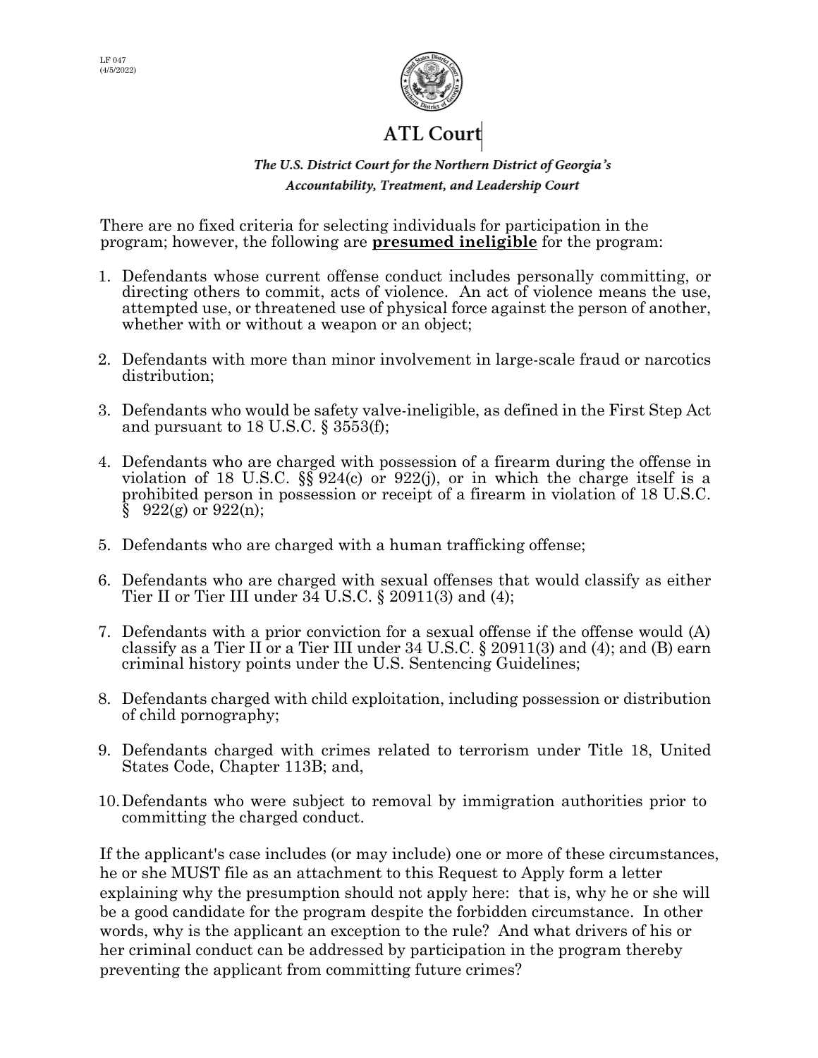LF 047
(4/5/2022)

# ATL Court

***The U.S. District Court for the Northern District of Georgia's Accountability, Treatment, and Leadership Court***

There are no fixed criteria for selecting individuals for participation in the program; however, the following are **presumed ineligible** for the program:

1. Defendants whose current offense conduct includes personally committing, or directing others to commit, acts of violence. An act of violence means the use, attempted use, or threatened use of physical force against the person of another, whether with or without a weapon or an object;

2. Defendants with more than minor involvement in large-scale fraud or narcotics distribution;

3. Defendants who would be safety valve-ineligible, as defined in the First Step Act and pursuant to 18 U.S.C. § 3553(f);

4. Defendants who are charged with possession of a firearm during the offense in violation of 18 U.S.C. §§ 924(c) or 922(j), or in which the charge itself is a prohibited person in possession or receipt of a firearm in violation of 18 U.S.C. § 922(g) or 922(n);

5. Defendants who are charged with a human trafficking offense;

6. Defendants who are charged with sexual offenses that would classify as either Tier II or Tier III under 34 U.S.C. § 20911(3) and (4);

7. Defendants with a prior conviction for a sexual offense if the offense would (A) classify as a Tier II or a Tier III under 34 U.S.C. § 20911(3) and (4); and (B) earn criminal history points under the U.S. Sentencing Guidelines;

8. Defendants charged with child exploitation, including possession or distribution of child pornography;

9. Defendants charged with crimes related to terrorism under Title 18, United States Code, Chapter 113B; and,

10. Defendants who were subject to removal by immigration authorities prior to committing the charged conduct.

If the applicant's case includes (or may include) one or more of these circumstances, he or she MUST file as an attachment to this Request to Apply form a letter explaining why the presumption should not apply here: that is, why he or she will be a good candidate for the program despite the forbidden circumstance. In other words, why is the applicant an exception to the rule? And what drivers of his or her criminal conduct can be addressed by participation in the program thereby preventing the applicant from committing future crimes?